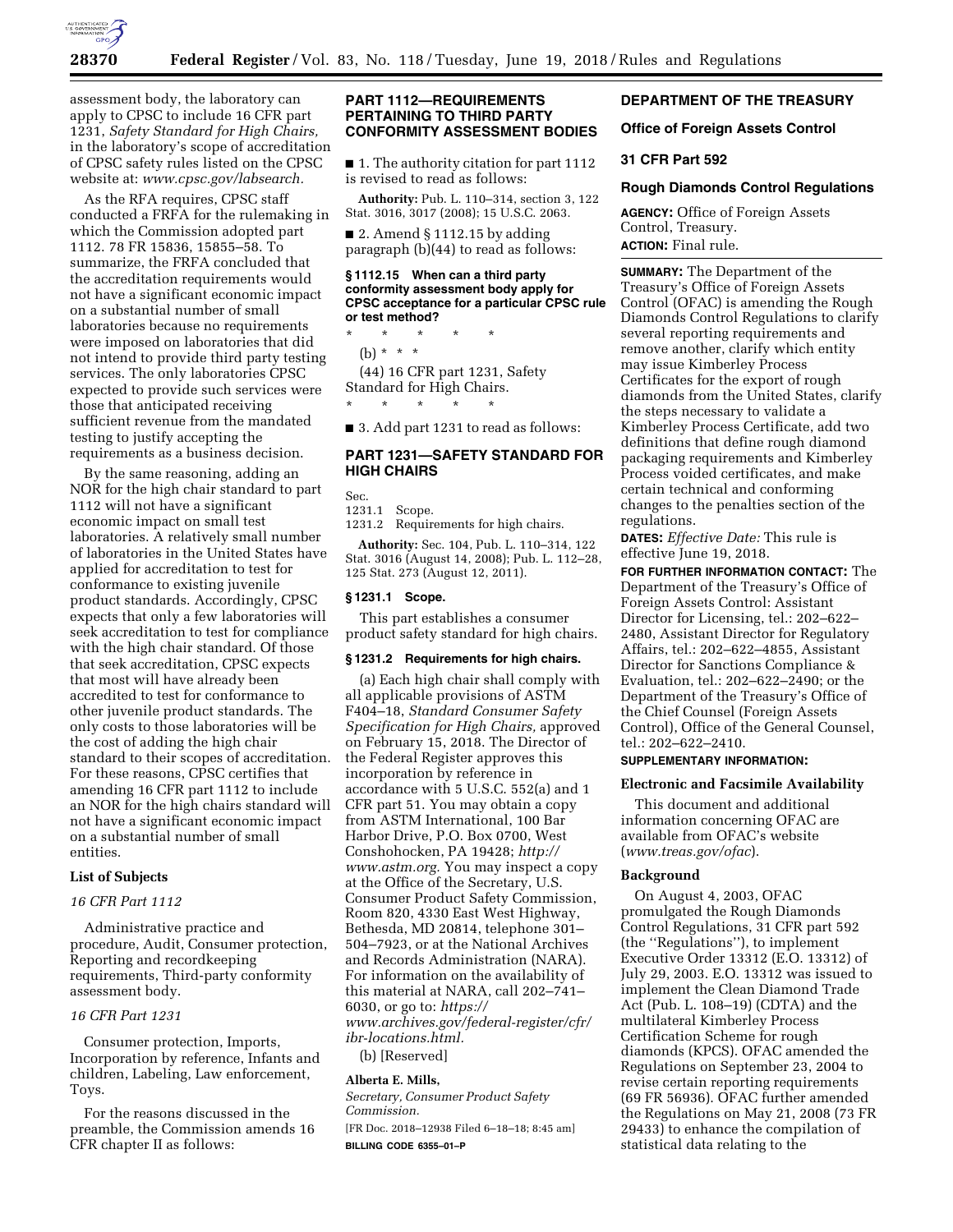assessment body, the laboratory can apply to CPSC to include 16 CFR part 1231, *Safety Standard for High Chairs,* in the laboratory's scope of accreditation of CPSC safety rules listed on the CPSC website at: *www.cpsc.gov/labsearch.*

As the RFA requires, CPSC staff conducted a FRFA for the rulemaking in which the Commission adopted part 1112. 78 FR 15836, 15855–58. To summarize, the FRFA concluded that the accreditation requirements would not have a significant economic impact on a substantial number of small laboratories because no requirements were imposed on laboratories that did not intend to provide third party testing services. The only laboratories CPSC expected to provide such services were those that anticipated receiving sufficient revenue from the mandated testing to justify accepting the requirements as a business decision.

By the same reasoning, adding an NOR for the high chair standard to part 1112 will not have a significant economic impact on small test laboratories. A relatively small number of laboratories in the United States have applied for accreditation to test for conformance to existing juvenile product standards. Accordingly, CPSC expects that only a few laboratories will seek accreditation to test for compliance with the high chair standard. Of those that seek accreditation, CPSC expects that most will have already been accredited to test for conformance to other juvenile product standards. The only costs to those laboratories will be the cost of adding the high chair standard to their scopes of accreditation. For these reasons, CPSC certifies that amending 16 CFR part 1112 to include an NOR for the high chairs standard will not have a significant economic impact on a substantial number of small entities.

### List of Subjects

*16 CFR Part 1112*

Administrative practice and procedure, Audit, Consumer protection, Reporting and recordkeeping requirements, Third-party conformity assessment body.

*16 CFR Part 1231*

Consumer protection, Imports, Incorporation by reference, Infants and children, Labeling, Law enforcement, Toys.

For the reasons discussed in the preamble, the Commission amends 16 CFR chapter II as follows:

## PART 1112—REQUIREMENTS PERTAINING TO THIRD PARTY CONFORMITY ASSESSMENT BODIES

■ 1. The authority citation for part 1112 is revised to read as follows:

**Authority:** Pub. L. 110–314, section 3, 122 Stat. 3016, 3017 (2008); 15 U.S.C. 2063.

■ 2. Amend § 1112.15 by adding paragraph (b)(44) to read as follows:

#### § 1112.15 When can a third party conformity assessment body apply for CPSC acceptance for a particular CPSC rule or test method?

\* \* \* \* \*

(b) \* \* \*

(44) 16 CFR part 1231, Safety Standard for High Chairs.

\* \* \* \* \*

■ 3. Add part 1231 to read as follows:

## PART 1231—SAFETY STANDARD FOR HIGH CHAIRS

Sec.
1231.1 Scope.
1231.2 Requirements for high chairs.

**Authority:** Sec. 104, Pub. L. 110–314, 122 Stat. 3016 (August 14, 2008); Pub. L. 112–28, 125 Stat. 273 (August 12, 2011).

#### § 1231.1 Scope.

This part establishes a consumer product safety standard for high chairs.

#### § 1231.2 Requirements for high chairs.

(a) Each high chair shall comply with all applicable provisions of ASTM F404–18, *Standard Consumer Safety Specification for High Chairs,* approved on February 15, 2018. The Director of the Federal Register approves this incorporation by reference in accordance with 5 U.S.C. 552(a) and 1 CFR part 51. You may obtain a copy from ASTM International, 100 Bar Harbor Drive, P.O. Box 0700, West Conshohocken, PA 19428; *http://www.astm.org.* You may inspect a copy at the Office of the Secretary, U.S. Consumer Product Safety Commission, Room 820, 4330 East West Highway, Bethesda, MD 20814, telephone 301–504–7923, or at the National Archives and Records Administration (NARA). For information on the availability of this material at NARA, call 202–741–6030, or go to: *https://www.archives.gov/federal-register/cfr/ibr-locations.html.*

(b) [Reserved]

**Alberta E. Mills,**
*Secretary, Consumer Product Safety Commission.*

[FR Doc. 2018–12938 Filed 6–18–18; 8:45 am]

**BILLING CODE 6355–01–P**

## DEPARTMENT OF THE TREASURY

## Office of Foreign Assets Control

## 31 CFR Part 592

## Rough Diamonds Control Regulations

**AGENCY:** Office of Foreign Assets Control, Treasury.

**ACTION:** Final rule.

**SUMMARY:** The Department of the Treasury's Office of Foreign Assets Control (OFAC) is amending the Rough Diamonds Control Regulations to clarify several reporting requirements and remove another, clarify which entity may issue Kimberley Process Certificates for the export of rough diamonds from the United States, clarify the steps necessary to validate a Kimberley Process Certificate, add two definitions that define rough diamond packaging requirements and Kimberley Process voided certificates, and make certain technical and conforming changes to the penalties section of the regulations.

**DATES:** *Effective Date:* This rule is effective June 19, 2018.

**FOR FURTHER INFORMATION CONTACT:** The Department of the Treasury's Office of Foreign Assets Control: Assistant Director for Licensing, tel.: 202–622–2480, Assistant Director for Regulatory Affairs, tel.: 202–622–4855, Assistant Director for Sanctions Compliance & Evaluation, tel.: 202–622–2490; or the Department of the Treasury's Office of the Chief Counsel (Foreign Assets Control), Office of the General Counsel, tel.: 202–622–2410.

**SUPPLEMENTARY INFORMATION:**

### Electronic and Facsimile Availability

This document and additional information concerning OFAC are available from OFAC's website (*www.treas.gov/ofac*).

### Background

On August 4, 2003, OFAC promulgated the Rough Diamonds Control Regulations, 31 CFR part 592 (the ''Regulations''), to implement Executive Order 13312 (E.O. 13312) of July 29, 2003. E.O. 13312 was issued to implement the Clean Diamond Trade Act (Pub. L. 108–19) (CDTA) and the multilateral Kimberley Process Certification Scheme for rough diamonds (KPCS). OFAC amended the Regulations on September 23, 2004 to revise certain reporting requirements (69 FR 56936). OFAC further amended the Regulations on May 21, 2008 (73 FR 29433) to enhance the compilation of statistical data relating to the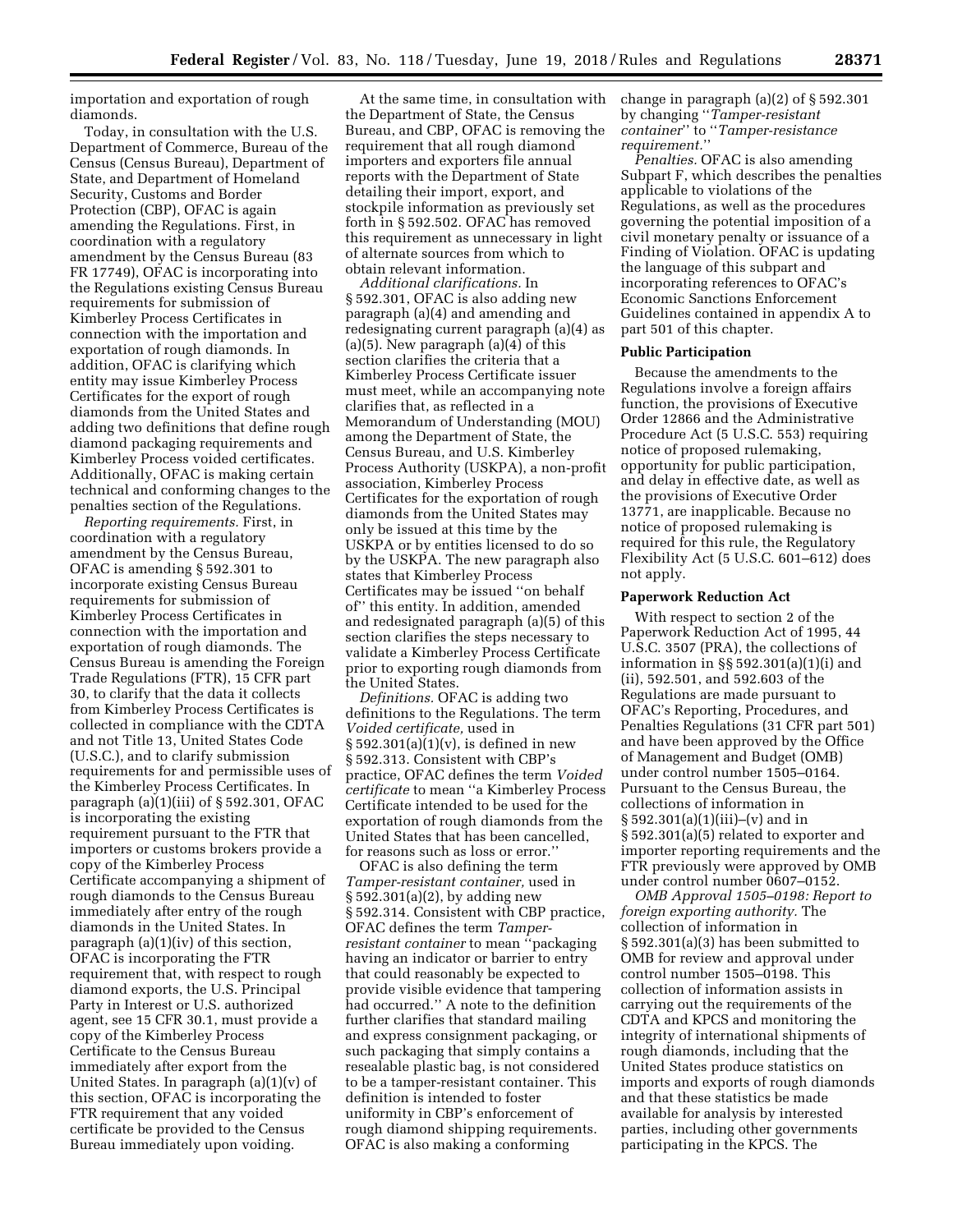importation and exportation of rough diamonds.

Today, in consultation with the U.S. Department of Commerce, Bureau of the Census (Census Bureau), Department of State, and Department of Homeland Security, Customs and Border Protection (CBP), OFAC is again amending the Regulations. First, in coordination with a regulatory amendment by the Census Bureau (83 FR 17749), OFAC is incorporating into the Regulations existing Census Bureau requirements for submission of Kimberley Process Certificates in connection with the importation and exportation of rough diamonds. In addition, OFAC is clarifying which entity may issue Kimberley Process Certificates for the export of rough diamonds from the United States and adding two definitions that define rough diamond packaging requirements and Kimberley Process voided certificates. Additionally, OFAC is making certain technical and conforming changes to the penalties section of the Regulations.

*Reporting requirements.* First, in coordination with a regulatory amendment by the Census Bureau, OFAC is amending § 592.301 to incorporate existing Census Bureau requirements for submission of Kimberley Process Certificates in connection with the importation and exportation of rough diamonds. The Census Bureau is amending the Foreign Trade Regulations (FTR), 15 CFR part 30, to clarify that the data it collects from Kimberley Process Certificates is collected in compliance with the CDTA and not Title 13, United States Code (U.S.C.), and to clarify submission requirements for and permissible uses of the Kimberley Process Certificates. In paragraph (a)(1)(iii) of § 592.301, OFAC is incorporating the existing requirement pursuant to the FTR that importers or customs brokers provide a copy of the Kimberley Process Certificate accompanying a shipment of rough diamonds to the Census Bureau immediately after entry of the rough diamonds in the United States. In paragraph (a)(1)(iv) of this section, OFAC is incorporating the FTR requirement that, with respect to rough diamond exports, the U.S. Principal Party in Interest or U.S. authorized agent, see 15 CFR 30.1, must provide a copy of the Kimberley Process Certificate to the Census Bureau immediately after export from the United States. In paragraph (a)(1)(v) of this section, OFAC is incorporating the FTR requirement that any voided certificate be provided to the Census Bureau immediately upon voiding.

At the same time, in consultation with the Department of State, the Census Bureau, and CBP, OFAC is removing the requirement that all rough diamond importers and exporters file annual reports with the Department of State detailing their import, export, and stockpile information as previously set forth in § 592.502. OFAC has removed this requirement as unnecessary in light of alternate sources from which to obtain relevant information.

*Additional clarifications.* In § 592.301, OFAC is also adding new paragraph (a)(4) and amending and redesignating current paragraph (a)(4) as (a)(5). New paragraph (a)(4) of this section clarifies the criteria that a Kimberley Process Certificate issuer must meet, while an accompanying note clarifies that, as reflected in a Memorandum of Understanding (MOU) among the Department of State, the Census Bureau, and U.S. Kimberley Process Authority (USKPA), a non-profit association, Kimberley Process Certificates for the exportation of rough diamonds from the United States may only be issued at this time by the USKPA or by entities licensed to do so by the USKPA. The new paragraph also states that Kimberley Process Certificates may be issued "on behalf of" this entity. In addition, amended and redesignated paragraph (a)(5) of this section clarifies the steps necessary to validate a Kimberley Process Certificate prior to exporting rough diamonds from the United States.

*Definitions.* OFAC is adding two definitions to the Regulations. The term *Voided certificate,* used in § 592.301(a)(1)(v), is defined in new § 592.313. Consistent with CBP's practice, OFAC defines the term *Voided certificate* to mean "a Kimberley Process Certificate intended to be used for the exportation of rough diamonds from the United States that has been cancelled, for reasons such as loss or error."

OFAC is also defining the term *Tamper-resistant container,* used in § 592.301(a)(2), by adding new § 592.314. Consistent with CBP practice, OFAC defines the term *Tamper-resistant container* to mean "packaging having an indicator or barrier to entry that could reasonably be expected to provide visible evidence that tampering had occurred." A note to the definition further clarifies that standard mailing and express consignment packaging, or such packaging that simply contains a resealable plastic bag, is not considered to be a tamper-resistant container. This definition is intended to foster uniformity in CBP's enforcement of rough diamond shipping requirements. OFAC is also making a conforming change in paragraph (a)(2) of § 592.301 by changing "*Tamper-resistant container*" to "*Tamper-resistance requirement.*"

*Penalties.* OFAC is also amending Subpart F, which describes the penalties applicable to violations of the Regulations, as well as the procedures governing the potential imposition of a civil monetary penalty or issuance of a Finding of Violation. OFAC is updating the language of this subpart and incorporating references to OFAC's Economic Sanctions Enforcement Guidelines contained in appendix A to part 501 of this chapter.

## Public Participation

Because the amendments to the Regulations involve a foreign affairs function, the provisions of Executive Order 12866 and the Administrative Procedure Act (5 U.S.C. 553) requiring notice of proposed rulemaking, opportunity for public participation, and delay in effective date, as well as the provisions of Executive Order 13771, are inapplicable. Because no notice of proposed rulemaking is required for this rule, the Regulatory Flexibility Act (5 U.S.C. 601–612) does not apply.

## Paperwork Reduction Act

With respect to section 2 of the Paperwork Reduction Act of 1995, 44 U.S.C. 3507 (PRA), the collections of information in §§ 592.301(a)(1)(i) and (ii), 592.501, and 592.603 of the Regulations are made pursuant to OFAC's Reporting, Procedures, and Penalties Regulations (31 CFR part 501) and have been approved by the Office of Management and Budget (OMB) under control number 1505–0164. Pursuant to the Census Bureau, the collections of information in § 592.301(a)(1)(iii)–(v) and in § 592.301(a)(5) related to exporter and importer reporting requirements and the FTR previously were approved by OMB under control number 0607–0152.

*OMB Approval 1505–0198: Report to foreign exporting authority.* The collection of information in § 592.301(a)(3) has been submitted to OMB for review and approval under control number 1505–0198. This collection of information assists in carrying out the requirements of the CDTA and KPCS and monitoring the integrity of international shipments of rough diamonds, including that the United States produce statistics on imports and exports of rough diamonds and that these statistics be made available for analysis by interested parties, including other governments participating in the KPCS. The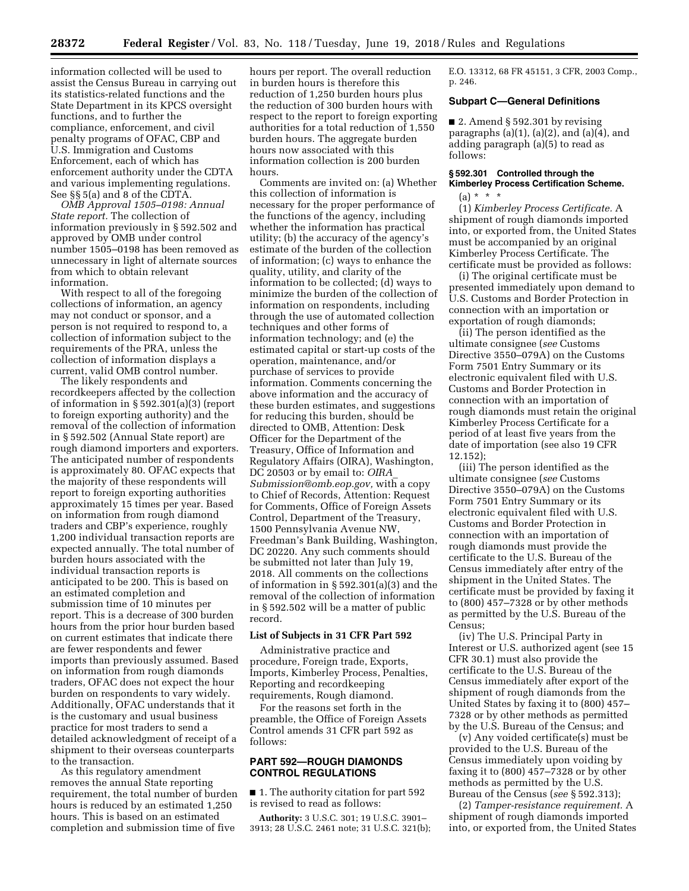information collected will be used to assist the Census Bureau in carrying out its statistics-related functions and the State Department in its KPCS oversight functions, and to further the compliance, enforcement, and civil penalty programs of OFAC, CBP and U.S. Immigration and Customs Enforcement, each of which has enforcement authority under the CDTA and various implementing regulations. See §§ 5(a) and 8 of the CDTA.

*OMB Approval 1505–0198: Annual State report.* The collection of information previously in § 592.502 and approved by OMB under control number 1505–0198 has been removed as unnecessary in light of alternate sources from which to obtain relevant information.

With respect to all of the foregoing collections of information, an agency may not conduct or sponsor, and a person is not required to respond to, a collection of information subject to the requirements of the PRA, unless the collection of information displays a current, valid OMB control number.

The likely respondents and recordkeepers affected by the collection of information in § 592.301(a)(3) (report to foreign exporting authority) and the removal of the collection of information in § 592.502 (Annual State report) are rough diamond importers and exporters. The anticipated number of respondents is approximately 80. OFAC expects that the majority of these respondents will report to foreign exporting authorities approximately 15 times per year. Based on information from rough diamond traders and CBP's experience, roughly 1,200 individual transaction reports are expected annually. The total number of burden hours associated with the individual transaction reports is anticipated to be 200. This is based on an estimated completion and submission time of 10 minutes per report. This is a decrease of 300 burden hours from the prior hour burden based on current estimates that indicate there are fewer respondents and fewer imports than previously assumed. Based on information from rough diamonds traders, OFAC does not expect the hour burden on respondents to vary widely. Additionally, OFAC understands that it is the customary and usual business practice for most traders to send a detailed acknowledgment of receipt of a shipment to their overseas counterparts to the transaction.

As this regulatory amendment removes the annual State reporting requirement, the total number of burden hours is reduced by an estimated 1,250 hours. This is based on an estimated completion and submission time of five hours per report. The overall reduction in burden hours is therefore this reduction of 1,250 burden hours plus the reduction of 300 burden hours with respect to the report to foreign exporting authorities for a total reduction of 1,550 burden hours. The aggregate burden hours now associated with this information collection is 200 burden hours.

Comments are invited on: (a) Whether this collection of information is necessary for the proper performance of the functions of the agency, including whether the information has practical utility; (b) the accuracy of the agency's estimate of the burden of the collection of information; (c) ways to enhance the quality, utility, and clarity of the information to be collected; (d) ways to minimize the burden of the collection of information on respondents, including through the use of automated collection techniques and other forms of information technology; and (e) the estimated capital or start-up costs of the operation, maintenance, and/or purchase of services to provide information. Comments concerning the above information and the accuracy of these burden estimates, and suggestions for reducing this burden, should be directed to OMB, Attention: Desk Officer for the Department of the Treasury, Office of Information and Regulatory Affairs (OIRA), Washington, DC 20503 or by email to: *OIRA_Submission@omb.eop.gov,* with a copy to Chief of Records, Attention: Request for Comments, Office of Foreign Assets Control, Department of the Treasury, 1500 Pennsylvania Avenue NW, Freedman's Bank Building, Washington, DC 20220. Any such comments should be submitted not later than July 19, 2018. All comments on the collections of information in § 592.301(a)(3) and the removal of the collection of information in § 592.502 will be a matter of public record.

### List of Subjects in 31 CFR Part 592

Administrative practice and procedure, Foreign trade, Exports, Imports, Kimberley Process, Penalties, Reporting and recordkeeping requirements, Rough diamond.

For the reasons set forth in the preamble, the Office of Foreign Assets Control amends 31 CFR part 592 as follows:

## PART 592—ROUGH DIAMONDS CONTROL REGULATIONS

■ 1. The authority citation for part 592 is revised to read as follows:

**Authority:** 3 U.S.C. 301; 19 U.S.C. 3901–3913; 28 U.S.C. 2461 note; 31 U.S.C. 321(b); E.O. 13312, 68 FR 45151, 3 CFR, 2003 Comp., p. 246.

### Subpart C—General Definitions

■ 2. Amend § 592.301 by revising paragraphs (a)(1), (a)(2), and (a)(4), and adding paragraph (a)(5) to read as follows:

#### § 592.301 Controlled through the Kimberley Process Certification Scheme.

(a) * * *

(1) *Kimberley Process Certificate.* A shipment of rough diamonds imported into, or exported from, the United States must be accompanied by an original Kimberley Process Certificate. The certificate must be provided as follows:

(i) The original certificate must be presented immediately upon demand to U.S. Customs and Border Protection in connection with an importation or exportation of rough diamonds;

(ii) The person identified as the ultimate consignee (*see* Customs Directive 3550–079A) on the Customs Form 7501 Entry Summary or its electronic equivalent filed with U.S. Customs and Border Protection in connection with an importation of rough diamonds must retain the original Kimberley Process Certificate for a period of at least five years from the date of importation (see also 19 CFR 12.152);

(iii) The person identified as the ultimate consignee (*see* Customs Directive 3550–079A) on the Customs Form 7501 Entry Summary or its electronic equivalent filed with U.S. Customs and Border Protection in connection with an importation of rough diamonds must provide the certificate to the U.S. Bureau of the Census immediately after entry of the shipment in the United States. The certificate must be provided by faxing it to (800) 457–7328 or by other methods as permitted by the U.S. Bureau of the Census;

(iv) The U.S. Principal Party in Interest or U.S. authorized agent (see 15 CFR 30.1) must also provide the certificate to the U.S. Bureau of the Census immediately after export of the shipment of rough diamonds from the United States by faxing it to (800) 457–7328 or by other methods as permitted by the U.S. Bureau of the Census; and

(v) Any voided certificate(s) must be provided to the U.S. Bureau of the Census immediately upon voiding by faxing it to (800) 457–7328 or by other methods as permitted by the U.S. Bureau of the Census (*see* § 592.313);

(2) *Tamper-resistance requirement.* A shipment of rough diamonds imported into, or exported from, the United States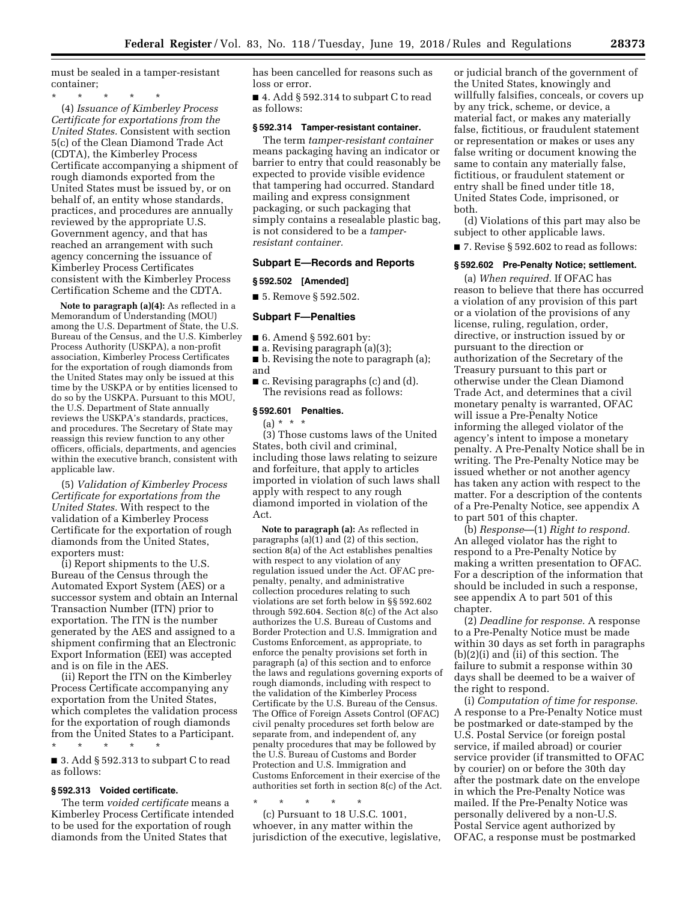must be sealed in a tamper-resistant container;

\* \* \* \* \*

(4) *Issuance of Kimberley Process Certificate for exportations from the United States.* Consistent with section 5(c) of the Clean Diamond Trade Act (CDTA), the Kimberley Process Certificate accompanying a shipment of rough diamonds exported from the United States must be issued by, or on behalf of, an entity whose standards, practices, and procedures are annually reviewed by the appropriate U.S. Government agency, and that has reached an arrangement with such agency concerning the issuance of Kimberley Process Certificates consistent with the Kimberley Process Certification Scheme and the CDTA.

**Note to paragraph (a)(4):** As reflected in a Memorandum of Understanding (MOU) among the U.S. Department of State, the U.S. Bureau of the Census, and the U.S. Kimberley Process Authority (USKPA), a non-profit association, Kimberley Process Certificates for the exportation of rough diamonds from the United States may only be issued at this time by the USKPA or by entities licensed to do so by the USKPA. Pursuant to this MOU, the U.S. Department of State annually reviews the USKPA's standards, practices, and procedures. The Secretary of State may reassign this review function to any other officers, officials, departments, and agencies within the executive branch, consistent with applicable law.

(5) *Validation of Kimberley Process Certificate for exportations from the United States.* With respect to the validation of a Kimberley Process Certificate for the exportation of rough diamonds from the United States, exporters must:

(i) Report shipments to the U.S. Bureau of the Census through the Automated Export System (AES) or a successor system and obtain an Internal Transaction Number (ITN) prior to exportation. The ITN is the number generated by the AES and assigned to a shipment confirming that an Electronic Export Information (EEI) was accepted and is on file in the AES.

(ii) Report the ITN on the Kimberley Process Certificate accompanying any exportation from the United States, which completes the validation process for the exportation of rough diamonds from the United States to a Participant.

\* \* \* \* \*

■ 3. Add § 592.313 to subpart C to read as follows:

### § 592.313 Voided certificate.

The term *voided certificate* means a Kimberley Process Certificate intended to be used for the exportation of rough diamonds from the United States that has been cancelled for reasons such as loss or error.

■ 4. Add § 592.314 to subpart C to read as follows:

### § 592.314 Tamper-resistant container.

The term *tamper-resistant container* means packaging having an indicator or barrier to entry that could reasonably be expected to provide visible evidence that tampering had occurred. Standard mailing and express consignment packaging, or such packaging that simply contains a resealable plastic bag, is not considered to be a *tamper-resistant container.*

## Subpart E—Records and Reports

### § 592.502 [Amended]

■ 5. Remove § 592.502.

## Subpart F—Penalties

■ 6. Amend § 592.601 by:

■ a. Revising paragraph (a)(3);

■ b. Revising the note to paragraph (a); and

■ c. Revising paragraphs (c) and (d).

The revisions read as follows:

### § 592.601 Penalties.

(a) \* \* \*

(3) Those customs laws of the United States, both civil and criminal, including those laws relating to seizure and forfeiture, that apply to articles imported in violation of such laws shall apply with respect to any rough diamond imported in violation of the Act.

**Note to paragraph (a):** As reflected in paragraphs (a)(1) and (2) of this section, section 8(a) of the Act establishes penalties with respect to any violation of any regulation issued under the Act. OFAC pre-penalty, penalty, and administrative collection procedures relating to such violations are set forth below in §§ 592.602 through 592.604. Section 8(c) of the Act also authorizes the U.S. Bureau of Customs and Border Protection and U.S. Immigration and Customs Enforcement, as appropriate, to enforce the penalty provisions set forth in paragraph (a) of this section and to enforce the laws and regulations governing exports of rough diamonds, including with respect to the validation of the Kimberley Process Certificate by the U.S. Bureau of the Census. The Office of Foreign Assets Control (OFAC) civil penalty procedures set forth below are separate from, and independent of, any penalty procedures that may be followed by the U.S. Bureau of Customs and Border Protection and U.S. Immigration and Customs Enforcement in their exercise of the authorities set forth in section 8(c) of the Act.

\* \* \* \* \*

(c) Pursuant to 18 U.S.C. 1001, whoever, in any matter within the jurisdiction of the executive, legislative, or judicial branch of the government of the United States, knowingly and willfully falsifies, conceals, or covers up by any trick, scheme, or device, a material fact, or makes any materially false, fictitious, or fraudulent statement or representation or makes or uses any false writing or document knowing the same to contain any materially false, fictitious, or fraudulent statement or entry shall be fined under title 18, United States Code, imprisoned, or both.

(d) Violations of this part may also be subject to other applicable laws.

■ 7. Revise § 592.602 to read as follows:

### § 592.602 Pre-Penalty Notice; settlement.

(a) *When required.* If OFAC has reason to believe that there has occurred a violation of any provision of this part or a violation of the provisions of any license, ruling, regulation, order, directive, or instruction issued by or pursuant to the direction or authorization of the Secretary of the Treasury pursuant to this part or otherwise under the Clean Diamond Trade Act, and determines that a civil monetary penalty is warranted, OFAC will issue a Pre-Penalty Notice informing the alleged violator of the agency's intent to impose a monetary penalty. A Pre-Penalty Notice shall be in writing. The Pre-Penalty Notice may be issued whether or not another agency has taken any action with respect to the matter. For a description of the contents of a Pre-Penalty Notice, see appendix A to part 501 of this chapter.

(b) *Response*—(1) *Right to respond.* An alleged violator has the right to respond to a Pre-Penalty Notice by making a written presentation to OFAC. For a description of the information that should be included in such a response, see appendix A to part 501 of this chapter.

(2) *Deadline for response.* A response to a Pre-Penalty Notice must be made within 30 days as set forth in paragraphs (b)(2)(i) and (ii) of this section. The failure to submit a response within 30 days shall be deemed to be a waiver of the right to respond.

(i) *Computation of time for response.* A response to a Pre-Penalty Notice must be postmarked or date-stamped by the U.S. Postal Service (or foreign postal service, if mailed abroad) or courier service provider (if transmitted to OFAC by courier) on or before the 30th day after the postmark date on the envelope in which the Pre-Penalty Notice was mailed. If the Pre-Penalty Notice was personally delivered by a non-U.S. Postal Service agent authorized by OFAC, a response must be postmarked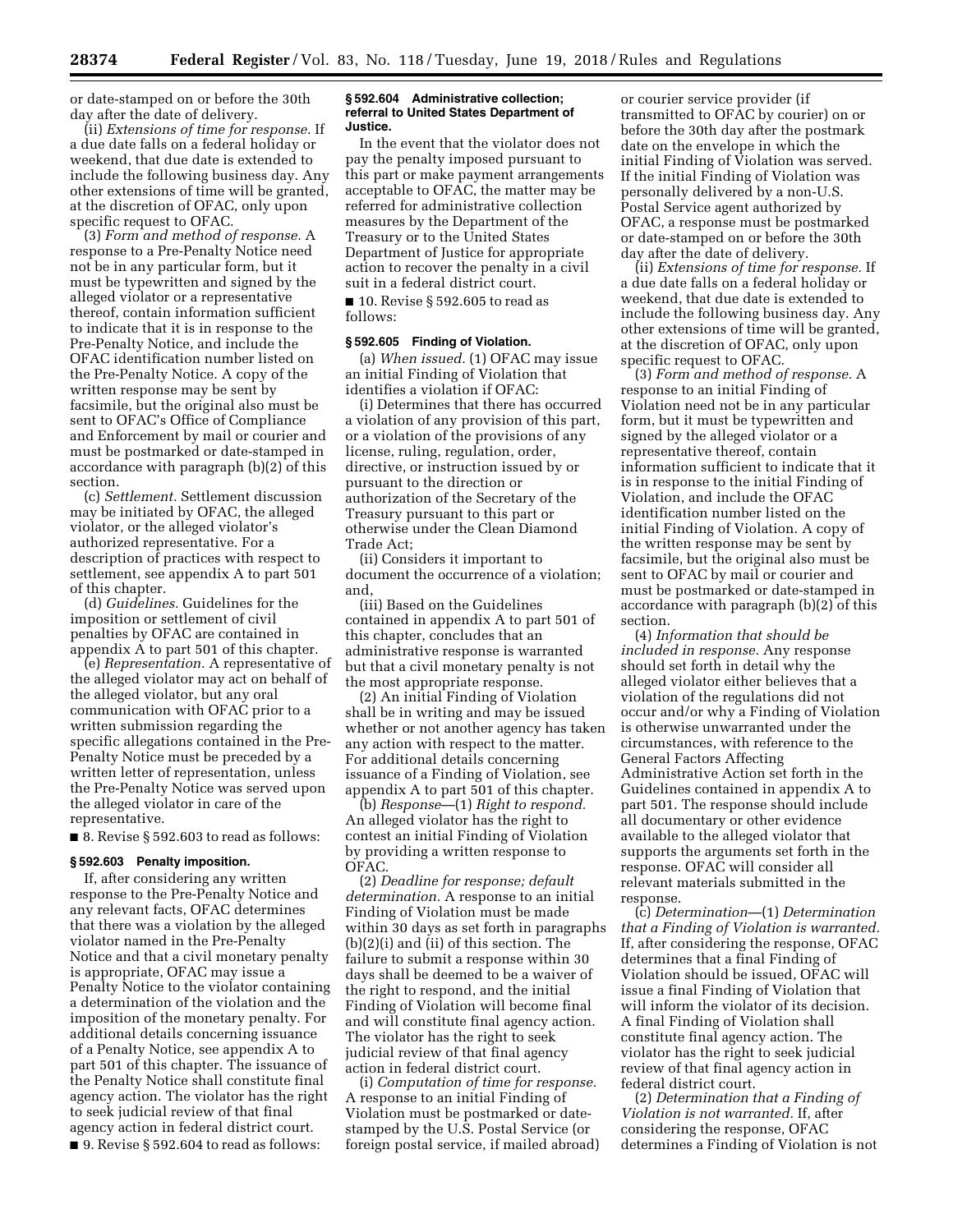or date-stamped on or before the 30th day after the date of delivery.

(ii) *Extensions of time for response.* If a due date falls on a federal holiday or weekend, that due date is extended to include the following business day. Any other extensions of time will be granted, at the discretion of OFAC, only upon specific request to OFAC.

(3) *Form and method of response.* A response to a Pre-Penalty Notice need not be in any particular form, but it must be typewritten and signed by the alleged violator or a representative thereof, contain information sufficient to indicate that it is in response to the Pre-Penalty Notice, and include the OFAC identification number listed on the Pre-Penalty Notice. A copy of the written response may be sent by facsimile, but the original also must be sent to OFAC's Office of Compliance and Enforcement by mail or courier and must be postmarked or date-stamped in accordance with paragraph (b)(2) of this section.

(c) *Settlement.* Settlement discussion may be initiated by OFAC, the alleged violator, or the alleged violator's authorized representative. For a description of practices with respect to settlement, see appendix A to part 501 of this chapter.

(d) *Guidelines.* Guidelines for the imposition or settlement of civil penalties by OFAC are contained in appendix A to part 501 of this chapter.

(e) *Representation.* A representative of the alleged violator may act on behalf of the alleged violator, but any oral communication with OFAC prior to a written submission regarding the specific allegations contained in the Pre-Penalty Notice must be preceded by a written letter of representation, unless the Pre-Penalty Notice was served upon the alleged violator in care of the representative.

■ 8. Revise § 592.603 to read as follows:

**§ 592.603 Penalty imposition.**

If, after considering any written response to the Pre-Penalty Notice and any relevant facts, OFAC determines that there was a violation by the alleged violator named in the Pre-Penalty Notice and that a civil monetary penalty is appropriate, OFAC may issue a Penalty Notice to the violator containing a determination of the violation and the imposition of the monetary penalty. For additional details concerning issuance of a Penalty Notice, see appendix A to part 501 of this chapter. The issuance of the Penalty Notice shall constitute final agency action. The violator has the right to seek judicial review of that final agency action in federal district court.

■ 9. Revise § 592.604 to read as follows:

**§ 592.604 Administrative collection; referral to United States Department of Justice.**

In the event that the violator does not pay the penalty imposed pursuant to this part or make payment arrangements acceptable to OFAC, the matter may be referred for administrative collection measures by the Department of the Treasury or to the United States Department of Justice for appropriate action to recover the penalty in a civil suit in a federal district court.

■ 10. Revise § 592.605 to read as follows:

**§ 592.605 Finding of Violation.**

(a) *When issued.* (1) OFAC may issue an initial Finding of Violation that identifies a violation if OFAC:

(i) Determines that there has occurred a violation of any provision of this part, or a violation of the provisions of any license, ruling, regulation, order, directive, or instruction issued by or pursuant to the direction or authorization of the Secretary of the Treasury pursuant to this part or otherwise under the Clean Diamond Trade Act;

(ii) Considers it important to document the occurrence of a violation; and,

(iii) Based on the Guidelines contained in appendix A to part 501 of this chapter, concludes that an administrative response is warranted but that a civil monetary penalty is not the most appropriate response.

(2) An initial Finding of Violation shall be in writing and may be issued whether or not another agency has taken any action with respect to the matter. For additional details concerning issuance of a Finding of Violation, see appendix A to part 501 of this chapter.

(b) *Response*—(1) *Right to respond.* An alleged violator has the right to contest an initial Finding of Violation by providing a written response to OFAC.

(2) *Deadline for response; default determination.* A response to an initial Finding of Violation must be made within 30 days as set forth in paragraphs (b)(2)(i) and (ii) of this section. The failure to submit a response within 30 days shall be deemed to be a waiver of the right to respond, and the initial Finding of Violation will become final and will constitute final agency action. The violator has the right to seek judicial review of that final agency action in federal district court.

(i) *Computation of time for response.* A response to an initial Finding of Violation must be postmarked or date-stamped by the U.S. Postal Service (or foreign postal service, if mailed abroad) or courier service provider (if transmitted to OFAC by courier) on or before the 30th day after the postmark date on the envelope in which the initial Finding of Violation was served. If the initial Finding of Violation was personally delivered by a non-U.S. Postal Service agent authorized by OFAC, a response must be postmarked or date-stamped on or before the 30th day after the date of delivery.

(ii) *Extensions of time for response.* If a due date falls on a federal holiday or weekend, that due date is extended to include the following business day. Any other extensions of time will be granted, at the discretion of OFAC, only upon specific request to OFAC.

(3) *Form and method of response.* A response to an initial Finding of Violation need not be in any particular form, but it must be typewritten and signed by the alleged violator or a representative thereof, contain information sufficient to indicate that it is in response to the initial Finding of Violation, and include the OFAC identification number listed on the initial Finding of Violation. A copy of the written response may be sent by facsimile, but the original also must be sent to OFAC by mail or courier and must be postmarked or date-stamped in accordance with paragraph (b)(2) of this section.

(4) *Information that should be included in response.* Any response should set forth in detail why the alleged violator either believes that a violation of the regulations did not occur and/or why a Finding of Violation is otherwise unwarranted under the circumstances, with reference to the General Factors Affecting Administrative Action set forth in the Guidelines contained in appendix A to part 501. The response should include all documentary or other evidence available to the alleged violator that supports the arguments set forth in the response. OFAC will consider all relevant materials submitted in the response.

(c) *Determination*—(1) *Determination that a Finding of Violation is warranted.* If, after considering the response, OFAC determines that a final Finding of Violation should be issued, OFAC will issue a final Finding of Violation that will inform the violator of its decision. A final Finding of Violation shall constitute final agency action. The violator has the right to seek judicial review of that final agency action in federal district court.

(2) *Determination that a Finding of Violation is not warranted.* If, after considering the response, OFAC determines a Finding of Violation is not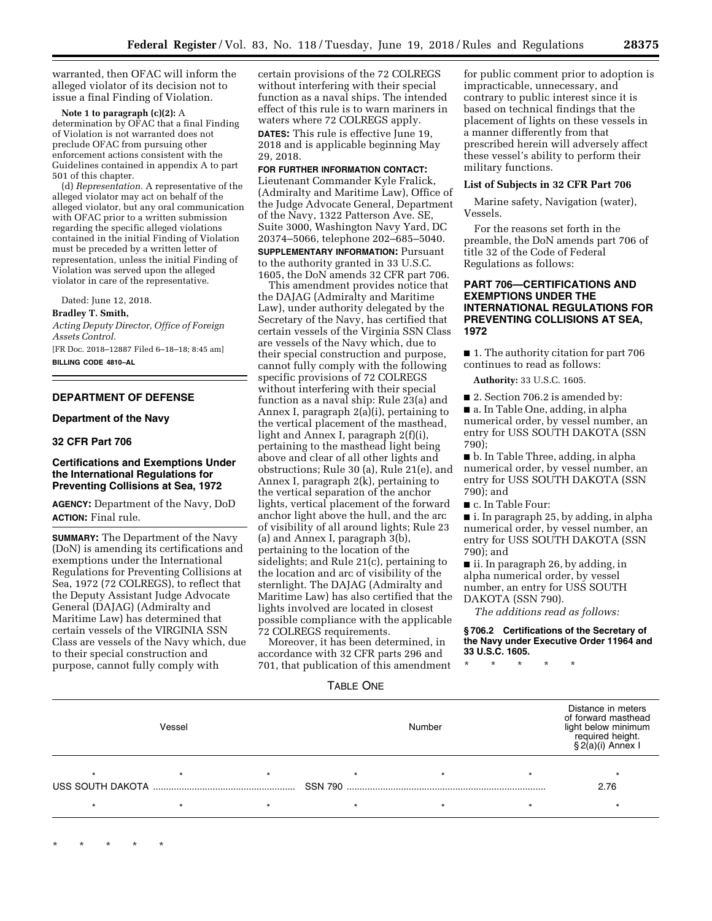warranted, then OFAC will inform the alleged violator of its decision not to issue a final Finding of Violation.

**Note 1 to paragraph (c)(2):** A determination by OFAC that a final Finding of Violation is not warranted does not preclude OFAC from pursuing other enforcement actions consistent with the Guidelines contained in appendix A to part 501 of this chapter.

(d) *Representation.* A representative of the alleged violator may act on behalf of the alleged violator, but any oral communication with OFAC prior to a written submission regarding the specific alleged violations contained in the initial Finding of Violation must be preceded by a written letter of representation, unless the initial Finding of Violation was served upon the alleged violator in care of the representative.

Dated: June 12, 2018.

**Bradley T. Smith,**

*Acting Deputy Director, Office of Foreign Assets Control.*

[FR Doc. 2018–12887 Filed 6–18–18; 8:45 am]

**BILLING CODE 4810–AL**

## DEPARTMENT OF DEFENSE

### Department of the Navy

### 32 CFR Part 706

### Certifications and Exemptions Under the International Regulations for Preventing Collisions at Sea, 1972

**AGENCY:** Department of the Navy, DoD

**ACTION:** Final rule.

**SUMMARY:** The Department of the Navy (DoN) is amending its certifications and exemptions under the International Regulations for Preventing Collisions at Sea, 1972 (72 COLREGS), to reflect that the Deputy Assistant Judge Advocate General (DAJAG) (Admiralty and Maritime Law) has determined that certain vessels of the VIRGINIA SSN Class are vessels of the Navy which, due to their special construction and purpose, cannot fully comply with certain provisions of the 72 COLREGS without interfering with their special function as a naval ships. The intended effect of this rule is to warn mariners in waters where 72 COLREGS apply.

**DATES:** This rule is effective June 19, 2018 and is applicable beginning May 29, 2018.

**FOR FURTHER INFORMATION CONTACT:** Lieutenant Commander Kyle Fralick, (Admiralty and Maritime Law), Office of the Judge Advocate General, Department of the Navy, 1322 Patterson Ave. SE, Suite 3000, Washington Navy Yard, DC 20374–5066, telephone 202–685–5040.

**SUPPLEMENTARY INFORMATION:** Pursuant to the authority granted in 33 U.S.C. 1605, the DoN amends 32 CFR part 706.

This amendment provides notice that the DAJAG (Admiralty and Maritime Law), under authority delegated by the Secretary of the Navy, has certified that certain vessels of the Virginia SSN Class are vessels of the Navy which, due to their special construction and purpose, cannot fully comply with the following specific provisions of 72 COLREGS without interfering with their special function as a naval ship: Rule 23(a) and Annex I, paragraph 2(a)(i), pertaining to the vertical placement of the masthead, light and Annex I, paragraph 2(f)(i), pertaining to the masthead light being above and clear of all other lights and obstructions; Rule 30 (a), Rule 21(e), and Annex I, paragraph 2(k), pertaining to the vertical separation of the anchor lights, vertical placement of the forward anchor light above the hull, and the arc of visibility of all around lights; Rule 23 (a) and Annex I, paragraph 3(b), pertaining to the location of the sidelights; and Rule 21(c), pertaining to the location and arc of visibility of the sternlight. The DAJAG (Admiralty and Maritime Law) has also certified that the lights involved are located in closest possible compliance with the applicable 72 COLREGS requirements.

Moreover, it has been determined, in accordance with 32 CFR parts 296 and 701, that publication of this amendment for public comment prior to adoption is impracticable, unnecessary, and contrary to public interest since it is based on technical findings that the placement of lights on these vessels in a manner differently from that prescribed herein will adversely affect these vessel's ability to perform their military functions.

**List of Subjects in 32 CFR Part 706**

Marine safety, Navigation (water), Vessels.

For the reasons set forth in the preamble, the DoN amends part 706 of title 32 of the Code of Federal Regulations as follows:

## PART 706—CERTIFICATIONS AND EXEMPTIONS UNDER THE INTERNATIONAL REGULATIONS FOR PREVENTING COLLISIONS AT SEA, 1972

■ 1. The authority citation for part 706 continues to read as follows:

**Authority:** 33 U.S.C. 1605.

■ 2. Section 706.2 is amended by:

■ a. In Table One, adding, in alpha numerical order, by vessel number, an entry for USS SOUTH DAKOTA (SSN 790);

■ b. In Table Three, adding, in alpha numerical order, by vessel number, an entry for USS SOUTH DAKOTA (SSN 790); and

■ c. In Table Four:

■ i. In paragraph 25, by adding, in alpha numerical order, by vessel number, an entry for USS SOUTH DAKOTA (SSN 790); and

■ ii. In paragraph 26, by adding, in alpha numerical order, by vessel number, an entry for USS SOUTH DAKOTA (SSN 790).

*The additions read as follows:*

**§ 706.2 Certifications of the Secretary of the Navy under Executive Order 11964 and 33 U.S.C. 1605.**

\* \* \* \* \*

TABLE ONE

| Vessel | Number | Distance in meters of forward masthead light below minimum required height. § 2(a)(i) Annex I |
|---|---|---|
| \* \* \* | \* \* \* | \* |
| USS SOUTH DAKOTA | SSN 790 | 2.76 |
| \* \* \* | \* \* \* | \* |

\* \* \* \* \*